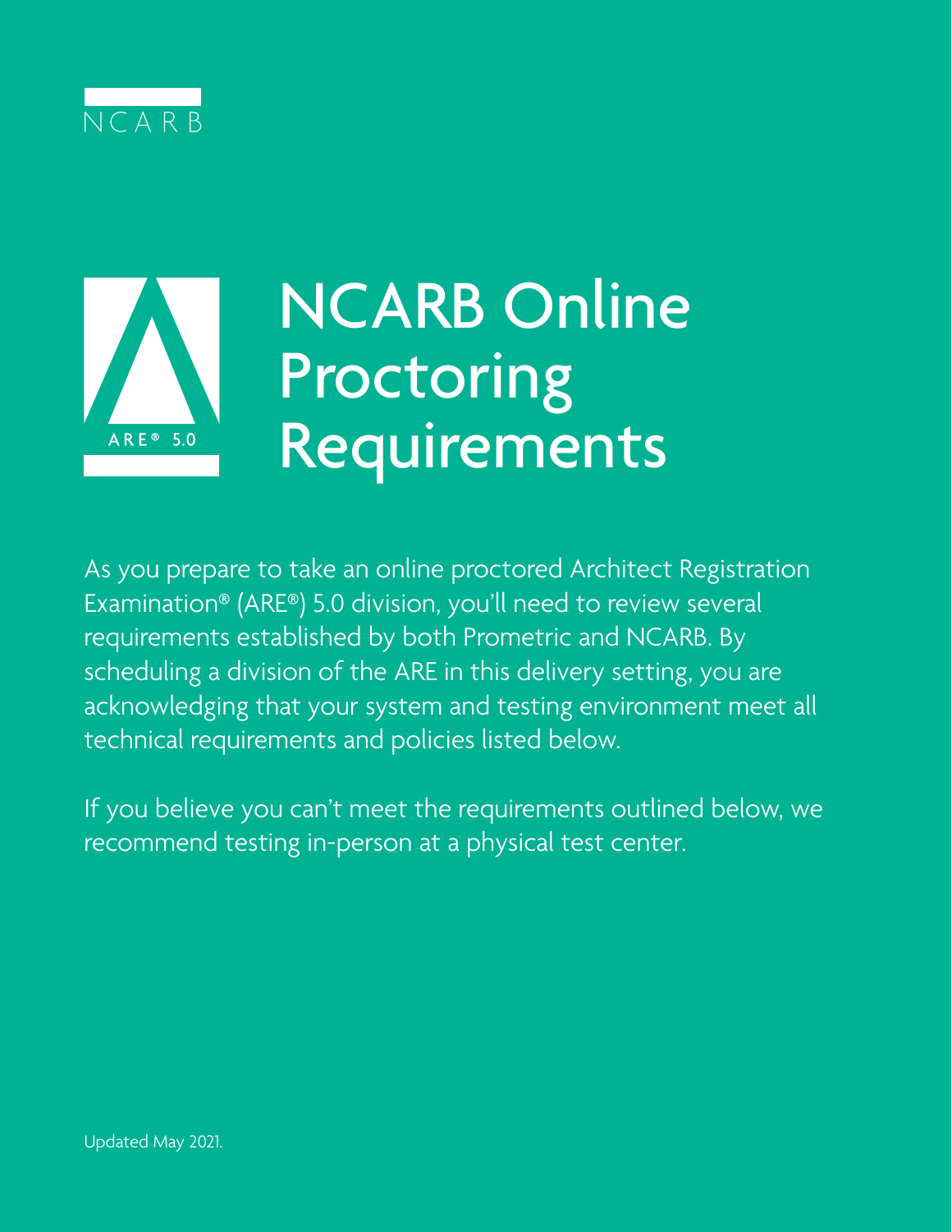NCARB

ARE® 5.0

# NCARB Online Proctoring Requirements

As you prepare to take an online proctored Architect Registration Examination® (ARE®) 5.0 division, you'll need to review several requirements established by both Prometric and NCARB. By scheduling a division of the ARE in this delivery setting, you are acknowledging that your system and testing environment meet all technical requirements and policies listed below.

If you believe you can't meet the requirements outlined below, we recommend testing in-person at a physical test center.

Updated May 2021.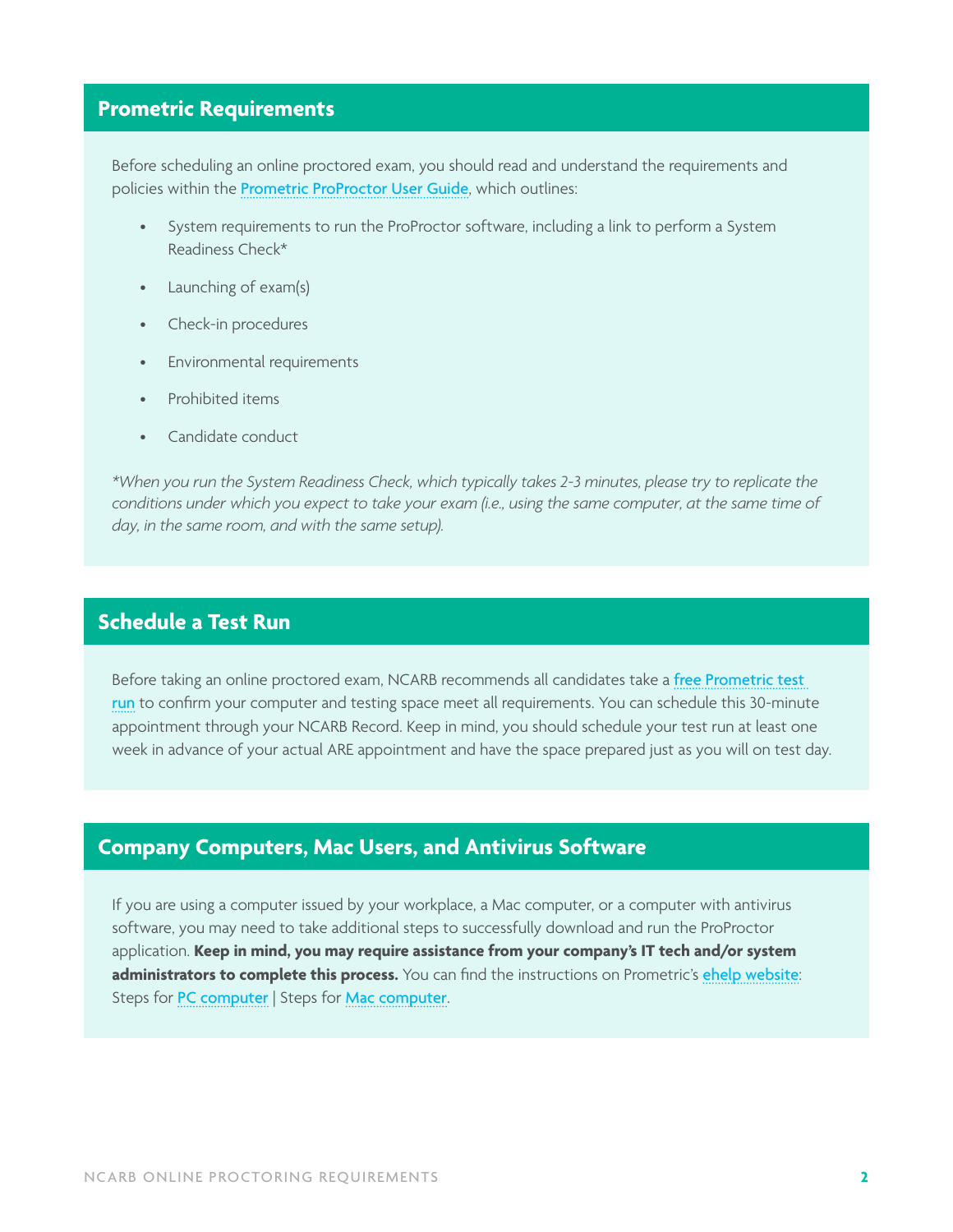## Prometric Requirements

Before scheduling an online proctored exam, you should read and understand the requirements and policies within the Prometric ProProctor User Guide, which outlines:

- System requirements to run the ProProctor software, including a link to perform a System Readiness Check*
- Launching of exam(s)
- Check-in procedures
- Environmental requirements
- Prohibited items
- Candidate conduct

*\*When you run the System Readiness Check, which typically takes 2-3 minutes, please try to replicate the conditions under which you expect to take your exam (i.e., using the same computer, at the same time of day, in the same room, and with the same setup).*

## Schedule a Test Run

Before taking an online proctored exam, NCARB recommends all candidates take a free Prometric test run to confirm your computer and testing space meet all requirements. You can schedule this 30-minute appointment through your NCARB Record. Keep in mind, you should schedule your test run at least one week in advance of your actual ARE appointment and have the space prepared just as you will on test day.

## Company Computers, Mac Users, and Antivirus Software

If you are using a computer issued by your workplace, a Mac computer, or a computer with antivirus software, you may need to take additional steps to successfully download and run the ProProctor application. **Keep in mind, you may require assistance from your company's IT tech and/or system administrators to complete this process.** You can find the instructions on Prometric's ehelp website: Steps for PC computer | Steps for Mac computer.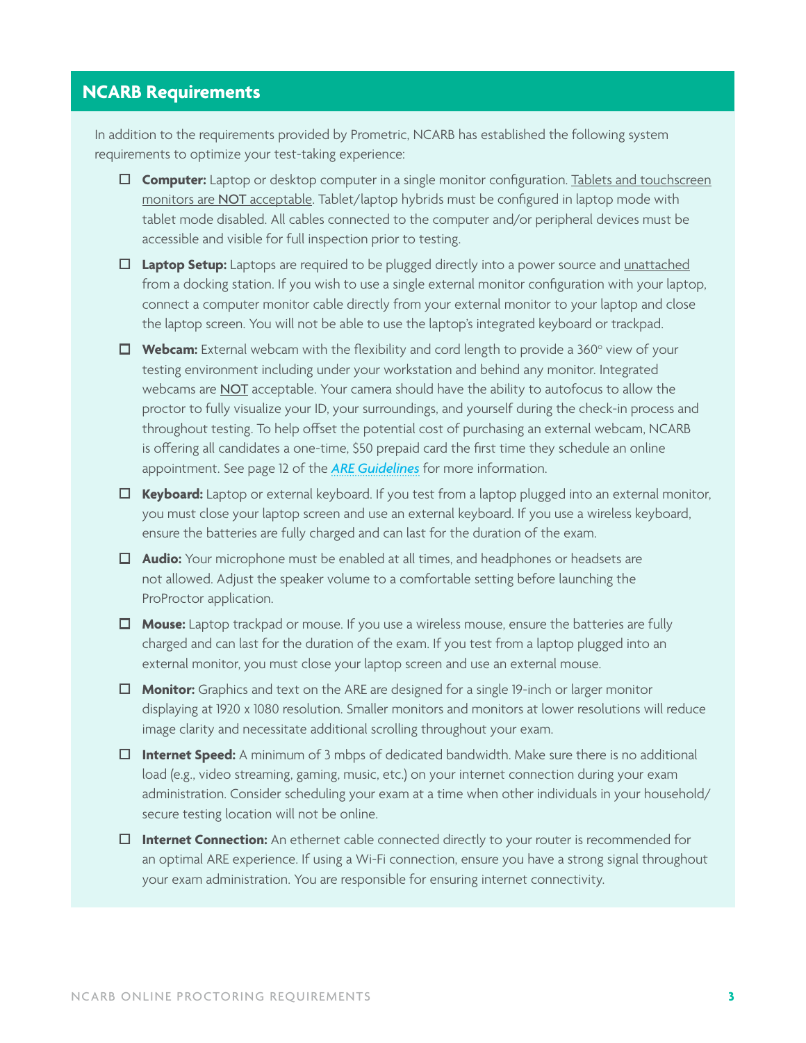## NCARB Requirements

In addition to the requirements provided by Prometric, NCARB has established the following system requirements to optimize your test-taking experience:

- ☐ **Computer:** Laptop or desktop computer in a single monitor configuration. Tablets and touchscreen monitors are NOT acceptable. Tablet/laptop hybrids must be configured in laptop mode with tablet mode disabled. All cables connected to the computer and/or peripheral devices must be accessible and visible for full inspection prior to testing.
- ☐ **Laptop Setup:** Laptops are required to be plugged directly into a power source and unattached from a docking station. If you wish to use a single external monitor configuration with your laptop, connect a computer monitor cable directly from your external monitor to your laptop and close the laptop screen. You will not be able to use the laptop's integrated keyboard or trackpad.
- ☐ **Webcam:** External webcam with the flexibility and cord length to provide a 360° view of your testing environment including under your workstation and behind any monitor. Integrated webcams are NOT acceptable. Your camera should have the ability to autofocus to allow the proctor to fully visualize your ID, your surroundings, and yourself during the check-in process and throughout testing. To help offset the potential cost of purchasing an external webcam, NCARB is offering all candidates a one-time, $50 prepaid card the first time they schedule an online appointment. See page 12 of the *ARE Guidelines* for more information.
- ☐ **Keyboard:** Laptop or external keyboard. If you test from a laptop plugged into an external monitor, you must close your laptop screen and use an external keyboard. If you use a wireless keyboard, ensure the batteries are fully charged and can last for the duration of the exam.
- ☐ **Audio:** Your microphone must be enabled at all times, and headphones or headsets are not allowed. Adjust the speaker volume to a comfortable setting before launching the ProProctor application.
- ☐ **Mouse:** Laptop trackpad or mouse. If you use a wireless mouse, ensure the batteries are fully charged and can last for the duration of the exam. If you test from a laptop plugged into an external monitor, you must close your laptop screen and use an external mouse.
- ☐ **Monitor:** Graphics and text on the ARE are designed for a single 19-inch or larger monitor displaying at 1920 x 1080 resolution. Smaller monitors and monitors at lower resolutions will reduce image clarity and necessitate additional scrolling throughout your exam.
- ☐ **Internet Speed:** A minimum of 3 mbps of dedicated bandwidth. Make sure there is no additional load (e.g., video streaming, gaming, music, etc.) on your internet connection during your exam administration. Consider scheduling your exam at a time when other individuals in your household/secure testing location will not be online.
- ☐ **Internet Connection:** An ethernet cable connected directly to your router is recommended for an optimal ARE experience. If using a Wi-Fi connection, ensure you have a strong signal throughout your exam administration. You are responsible for ensuring internet connectivity.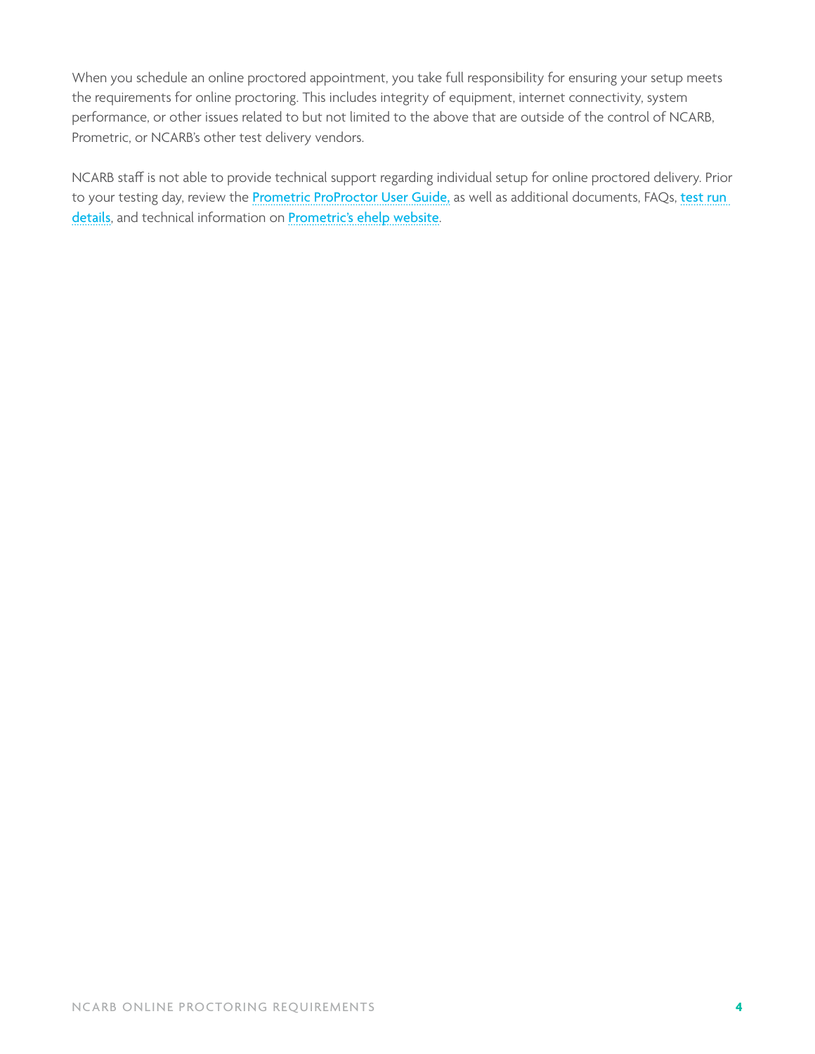When you schedule an online proctored appointment, you take full responsibility for ensuring your setup meets the requirements for online proctoring. This includes integrity of equipment, internet connectivity, system performance, or other issues related to but not limited to the above that are outside of the control of NCARB, Prometric, or NCARB's other test delivery vendors.

NCARB staff is not able to provide technical support regarding individual setup for online proctored delivery. Prior to your testing day, review the Prometric ProProctor User Guide, as well as additional documents, FAQs, test run details, and technical information on Prometric's ehelp website.